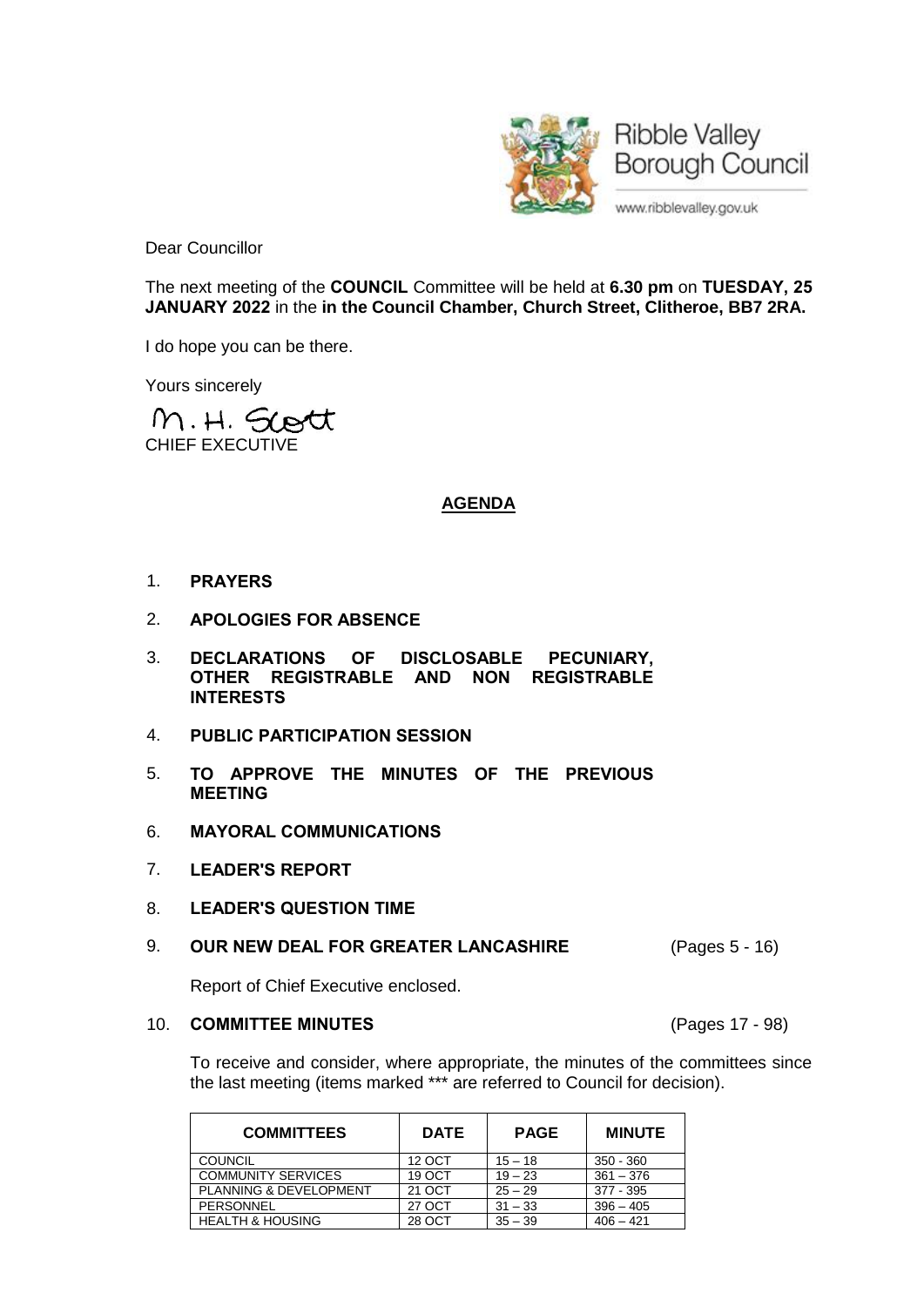Ribble Valley Borough Council

www.ribblevalley.gov.uk

Dear Councillor

The next meeting of the **COUNCIL** Committee will be held at **6.30 pm** on **TUESDAY, 25 JANUARY 2022** in the **in the Council Chamber, Church Street, Clitheroe, BB7 2RA.**

I do hope you can be there.

Yours sincerely

M. H. Scott

CHIEF EXECUTIVE

## AGENDA

1. **PRAYERS**

2. **APOLOGIES FOR ABSENCE**

3. **DECLARATIONS OF DISCLOSABLE PECUNIARY, OTHER REGISTRABLE AND NON REGISTRABLE INTERESTS**

4. **PUBLIC PARTICIPATION SESSION**

5. **TO APPROVE THE MINUTES OF THE PREVIOUS MEETING**

6. **MAYORAL COMMUNICATIONS**

7. **LEADER'S REPORT**

8. **LEADER'S QUESTION TIME**

9. **OUR NEW DEAL FOR GREATER LANCASHIRE** (Pages 5 - 16)

   Report of Chief Executive enclosed.

10. **COMMITTEE MINUTES** (Pages 17 - 98)

    To receive and consider, where appropriate, the minutes of the committees since the last meeting (items marked *** are referred to Council for decision).

| COMMITTEES | DATE | PAGE | MINUTE |
|---|---|---|---|
| COUNCIL | 12 OCT | 15 – 18 | 350 - 360 |
| COMMUNITY SERVICES | 19 OCT | 19 – 23 | 361 – 376 |
| PLANNING & DEVELOPMENT | 21 OCT | 25 – 29 | 377 - 395 |
| PERSONNEL | 27 OCT | 31 – 33 | 396 – 405 |
| HEALTH & HOUSING | 28 OCT | 35 – 39 | 406 – 421 |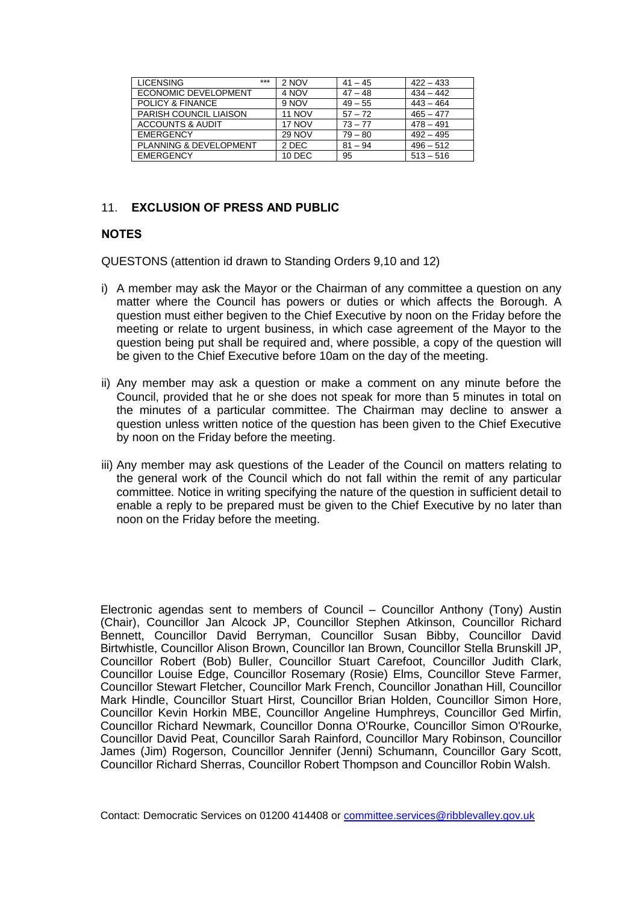| | | | |
|---|---|---|---|
| LICENSING *** | 2 NOV | 41 – 45 | 422 – 433 |
| ECONOMIC DEVELOPMENT | 4 NOV | 47 – 48 | 434 – 442 |
| POLICY & FINANCE | 9 NOV | 49 – 55 | 443 – 464 |
| PARISH COUNCIL LIAISON | 11 NOV | 57 – 72 | 465 – 477 |
| ACCOUNTS & AUDIT | 17 NOV | 73 – 77 | 478 – 491 |
| EMERGENCY | 29 NOV | 79 – 80 | 492 – 495 |
| PLANNING & DEVELOPMENT | 2 DEC | 81 – 94 | 496 – 512 |
| EMERGENCY | 10 DEC | 95 | 513 – 516 |

11. **EXCLUSION OF PRESS AND PUBLIC**

**NOTES**

QUESTONS (attention id drawn to Standing Orders 9,10 and 12)

i) A member may ask the Mayor or the Chairman of any committee a question on any matter where the Council has powers or duties or which affects the Borough. A question must either begiven to the Chief Executive by noon on the Friday before the meeting or relate to urgent business, in which case agreement of the Mayor to the question being put shall be required and, where possible, a copy of the question will be given to the Chief Executive before 10am on the day of the meeting.

ii) Any member may ask a question or make a comment on any minute before the Council, provided that he or she does not speak for more than 5 minutes in total on the minutes of a particular committee. The Chairman may decline to answer a question unless written notice of the question has been given to the Chief Executive by noon on the Friday before the meeting.

iii) Any member may ask questions of the Leader of the Council on matters relating to the general work of the Council which do not fall within the remit of any particular committee. Notice in writing specifying the nature of the question in sufficient detail to enable a reply to be prepared must be given to the Chief Executive by no later than noon on the Friday before the meeting.

Electronic agendas sent to members of Council – Councillor Anthony (Tony) Austin (Chair), Councillor Jan Alcock JP, Councillor Stephen Atkinson, Councillor Richard Bennett, Councillor David Berryman, Councillor Susan Bibby, Councillor David Birtwhistle, Councillor Alison Brown, Councillor Ian Brown, Councillor Stella Brunskill JP, Councillor Robert (Bob) Buller, Councillor Stuart Carefoot, Councillor Judith Clark, Councillor Louise Edge, Councillor Rosemary (Rosie) Elms, Councillor Steve Farmer, Councillor Stewart Fletcher, Councillor Mark French, Councillor Jonathan Hill, Councillor Mark Hindle, Councillor Stuart Hirst, Councillor Brian Holden, Councillor Simon Hore, Councillor Kevin Horkin MBE, Councillor Angeline Humphreys, Councillor Ged Mirfin, Councillor Richard Newmark, Councillor Donna O'Rourke, Councillor Simon O'Rourke, Councillor David Peat, Councillor Sarah Rainford, Councillor Mary Robinson, Councillor James (Jim) Rogerson, Councillor Jennifer (Jenni) Schumann, Councillor Gary Scott, Councillor Richard Sherras, Councillor Robert Thompson and Councillor Robin Walsh.

Contact: Democratic Services on 01200 414408 or committee.services@ribblevalley.gov.uk